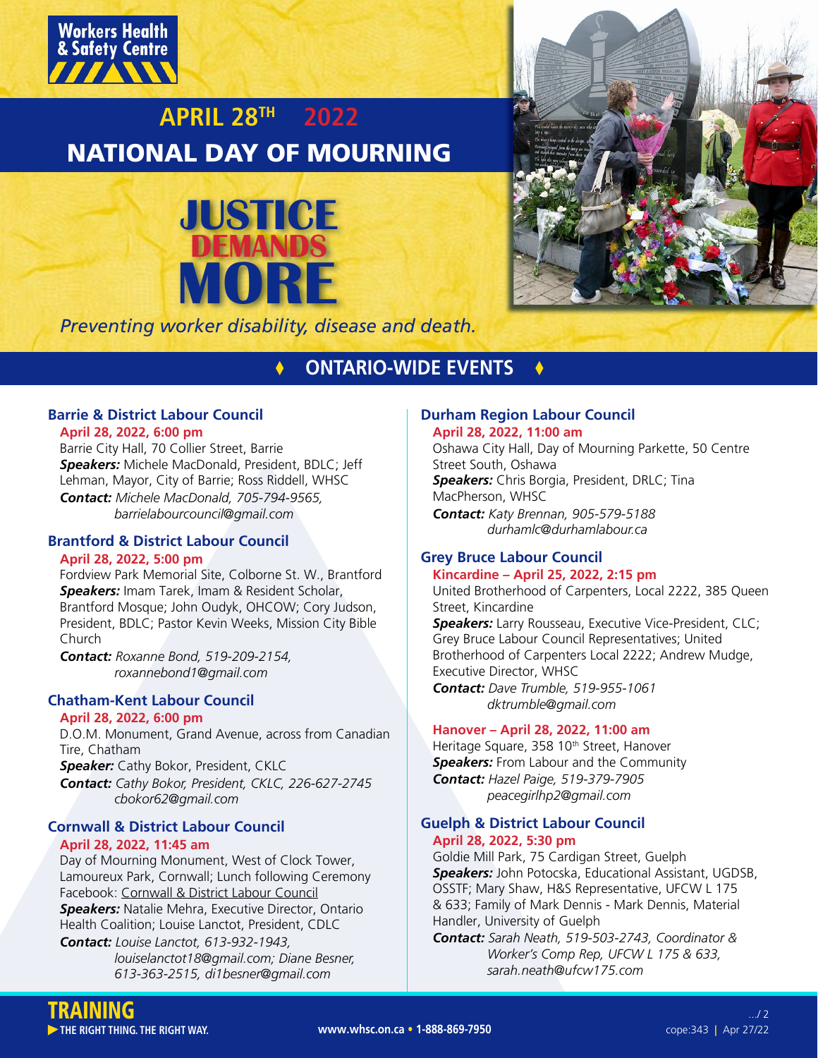Workers Health & Safety Centre

# APRIL 28TH 2022 NATIONAL DAY OF MOURNING

## JUSTICE DEMANDS MORE

*Preventing worker disability, disease and death.*

## ONTARIO-WIDE EVENTS

### Barrie & District Labour Council

**April 28, 2022, 6:00 pm**

Barrie City Hall, 70 Collier Street, Barrie

***Speakers:*** Michele MacDonald, President, BDLC; Jeff Lehman, Mayor, City of Barrie; Ross Riddell, WHSC

***Contact:*** *Michele MacDonald, 705-794-9565, barrielabourcouncil@gmail.com*

### Brantford & District Labour Council

**April 28, 2022, 5:00 pm**

Fordview Park Memorial Site, Colborne St. W., Brantford

***Speakers:*** Imam Tarek, Imam & Resident Scholar, Brantford Mosque; John Oudyk, OHCOW; Cory Judson, President, BDLC; Pastor Kevin Weeks, Mission City Bible Church

***Contact:*** *Roxanne Bond, 519-209-2154, roxannebond1@gmail.com*

### Chatham-Kent Labour Council

**April 28, 2022, 6:00 pm**

D.O.M. Monument, Grand Avenue, across from Canadian Tire, Chatham

***Speaker:*** Cathy Bokor, President, CKLC

***Contact:*** *Cathy Bokor, President, CKLC, 226-627-2745 cbokor62@gmail.com*

### Cornwall & District Labour Council

**April 28, 2022, 11:45 am**

Day of Mourning Monument, West of Clock Tower, Lamoureux Park, Cornwall; Lunch following Ceremony

Facebook: Cornwall & District Labour Council

***Speakers:*** Natalie Mehra, Executive Director, Ontario Health Coalition; Louise Lanctot, President, CDLC

***Contact:*** *Louise Lanctot, 613-932-1943, louiselanctot18@gmail.com; Diane Besner, 613-363-2515, di1besner@gmail.com*

### Durham Region Labour Council

**April 28, 2022, 11:00 am**

Oshawa City Hall, Day of Mourning Parkette, 50 Centre Street South, Oshawa

***Speakers:*** Chris Borgia, President, DRLC; Tina MacPherson, WHSC

***Contact:*** *Katy Brennan, 905-579-5188 durhamlc@durhamlabour.ca*

### Grey Bruce Labour Council

**Kincardine – April 25, 2022, 2:15 pm**

United Brotherhood of Carpenters, Local 2222, 385 Queen Street, Kincardine

***Speakers:*** Larry Rousseau, Executive Vice-President, CLC; Grey Bruce Labour Council Representatives; United Brotherhood of Carpenters Local 2222; Andrew Mudge, Executive Director, WHSC

***Contact:*** *Dave Trumble, 519-955-1061 dktrumble@gmail.com*

**Hanover – April 28, 2022, 11:00 am**

Heritage Square, 358 10th Street, Hanover

***Speakers:*** From Labour and the Community

***Contact:*** *Hazel Paige, 519-379-7905 peacegirlhp2@gmail.com*

### Guelph & District Labour Council

**April 28, 2022, 5:30 pm**

Goldie Mill Park, 75 Cardigan Street, Guelph

***Speakers:*** John Potocska, Educational Assistant, UGDSB, OSSTF; Mary Shaw, H&S Representative, UFCW L 175 & 633; Family of Mark Dennis - Mark Dennis, Material Handler, University of Guelph

***Contact:*** *Sarah Neath, 519-503-2743, Coordinator & Worker's Comp Rep, UFCW L 175 & 633, sarah.neath@ufcw175.com*

TRAINING
THE RIGHT THING. THE RIGHT WAY.

www.whsc.on.ca • 1-888-869-7950

cope:343 | Apr 27/22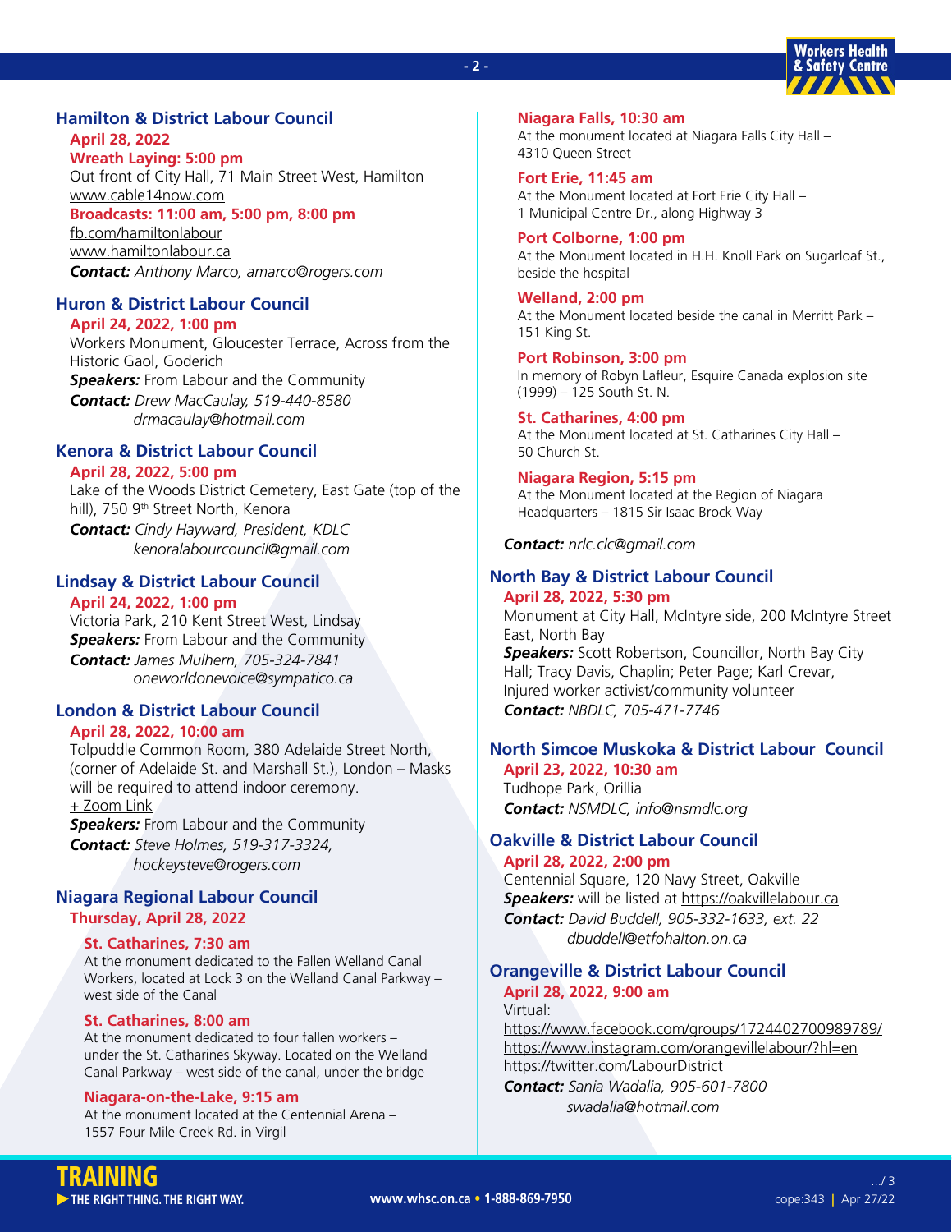## Hamilton & District Labour Council

**April 28, 2022**
**Wreath Laying: 5:00 pm**
Out front of City Hall, 71 Main Street West, Hamilton
www.cable14now.com
**Broadcasts: 11:00 am, 5:00 pm, 8:00 pm**
fb.com/hamiltonlabour
www.hamiltonlabour.ca
***Contact:*** *Anthony Marco, amarco@rogers.com*

## Huron & District Labour Council

**April 24, 2022, 1:00 pm**
Workers Monument, Gloucester Terrace, Across from the Historic Gaol, Goderich
***Speakers:*** From Labour and the Community
***Contact:*** *Drew MacCaulay, 519-440-8580*
*drmacaulay@hotmail.com*

## Kenora & District Labour Council

**April 28, 2022, 5:00 pm**
Lake of the Woods District Cemetery, East Gate (top of the hill), 750 9th Street North, Kenora
***Contact:*** *Cindy Hayward, President, KDLC*
*kenoralabourcouncil@gmail.com*

## Lindsay & District Labour Council

**April 24, 2022, 1:00 pm**
Victoria Park, 210 Kent Street West, Lindsay
***Speakers:*** From Labour and the Community
***Contact:*** *James Mulhern, 705-324-7841*
*oneworldonevoice@sympatico.ca*

## London & District Labour Council

**April 28, 2022, 10:00 am**
Tolpuddle Common Room, 380 Adelaide Street North, (corner of Adelaide St. and Marshall St.), London – Masks will be required to attend indoor ceremony.
+ Zoom Link
***Speakers:*** From Labour and the Community
***Contact:*** *Steve Holmes, 519-317-3324,*
*hockeysteve@rogers.com*

## Niagara Regional Labour Council

**Thursday, April 28, 2022**

**St. Catharines, 7:30 am**
At the monument dedicated to the Fallen Welland Canal Workers, located at Lock 3 on the Welland Canal Parkway – west side of the Canal

**St. Catharines, 8:00 am**
At the monument dedicated to four fallen workers – under the St. Catharines Skyway. Located on the Welland Canal Parkway – west side of the canal, under the bridge

**Niagara-on-the-Lake, 9:15 am**
At the monument located at the Centennial Arena – 1557 Four Mile Creek Rd. in Virgil

**Niagara Falls, 10:30 am**
At the monument located at Niagara Falls City Hall – 4310 Queen Street

**Fort Erie, 11:45 am**
At the Monument located at Fort Erie City Hall – 1 Municipal Centre Dr., along Highway 3

**Port Colborne, 1:00 pm**
At the Monument located in H.H. Knoll Park on Sugarloaf St., beside the hospital

**Welland, 2:00 pm**
At the Monument located beside the canal in Merritt Park – 151 King St.

**Port Robinson, 3:00 pm**
In memory of Robyn Lafleur, Esquire Canada explosion site (1999) – 125 South St. N.

**St. Catharines, 4:00 pm**
At the Monument located at St. Catharines City Hall – 50 Church St.

**Niagara Region, 5:15 pm**
At the Monument located at the Region of Niagara Headquarters – 1815 Sir Isaac Brock Way

***Contact:*** *nrlc.clc@gmail.com*

## North Bay & District Labour Council

**April 28, 2022, 5:30 pm**
Monument at City Hall, McIntyre side, 200 McIntyre Street East, North Bay
***Speakers:*** Scott Robertson, Councillor, North Bay City Hall; Tracy Davis, Chaplin; Peter Page; Karl Crevar, Injured worker activist/community volunteer
***Contact:*** *NBDLC, 705-471-7746*

## North Simcoe Muskoka & District Labour Council

**April 23, 2022, 10:30 am**
Tudhope Park, Orillia
***Contact:*** *NSMDLC, info@nsmdlc.org*

## Oakville & District Labour Council

**April 28, 2022, 2:00 pm**
Centennial Square, 120 Navy Street, Oakville
***Speakers:*** will be listed at https://oakvillelabour.ca
***Contact:*** *David Buddell, 905-332-1633, ext. 22*
*dbuddell@etfohalton.on.ca*

## Orangeville & District Labour Council

**April 28, 2022, 9:00 am**
Virtual:
https://www.facebook.com/groups/1724402700989789/
https://www.instagram.com/orangevillelabour/?hl=en
https://twitter.com/LabourDistrict
***Contact:*** *Sania Wadalia, 905-601-7800*
*swadalia@hotmail.com*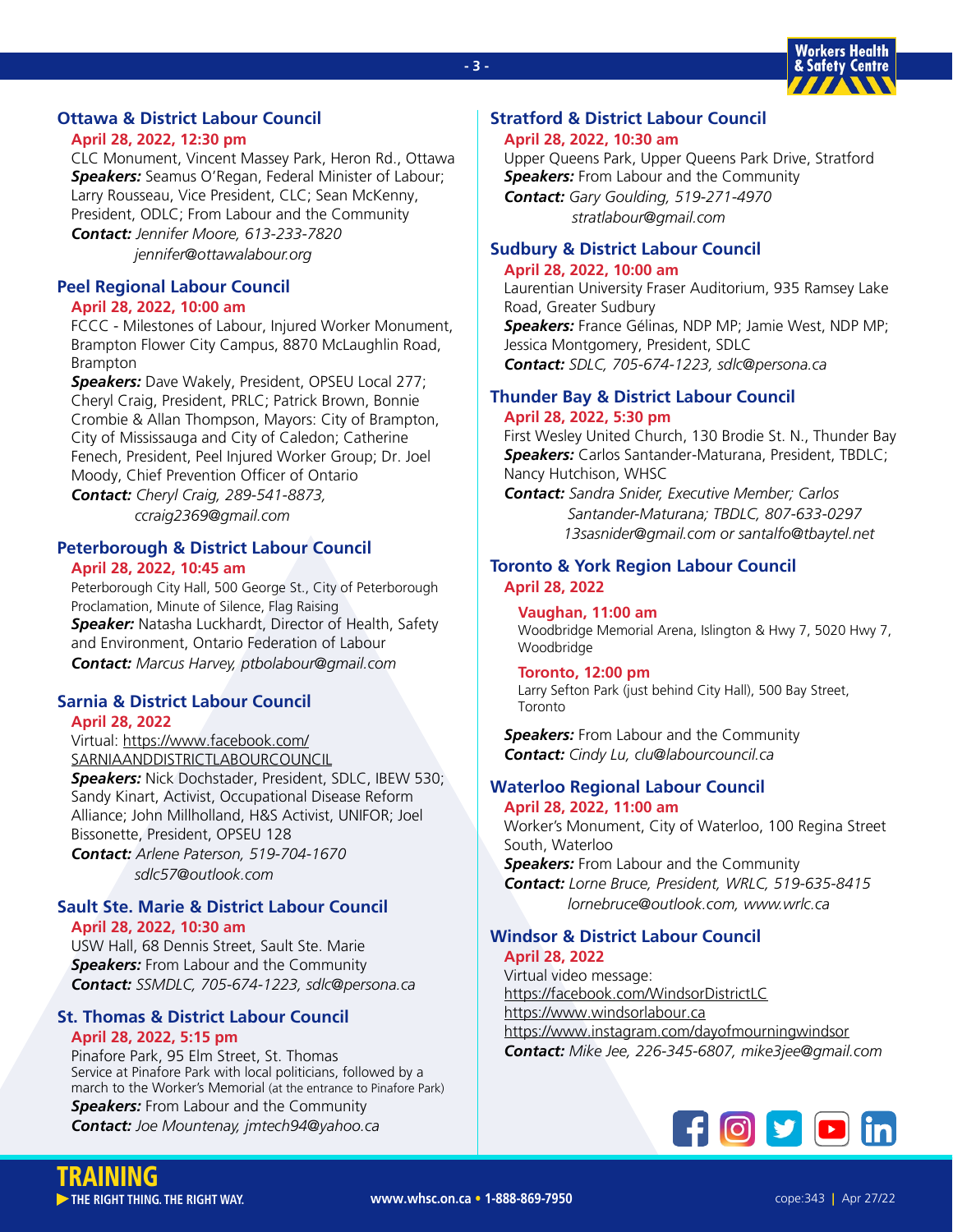## Ottawa & District Labour Council

**April 28, 2022, 12:30 pm**

CLC Monument, Vincent Massey Park, Heron Rd., Ottawa

***Speakers:*** Seamus O'Regan, Federal Minister of Labour; Larry Rousseau, Vice President, CLC; Sean McKenny, President, ODLC; From Labour and the Community

***Contact:*** *Jennifer Moore, 613-233-7820*
*jennifer@ottawalabour.org*

## Peel Regional Labour Council

**April 28, 2022, 10:00 am**

FCCC - Milestones of Labour, Injured Worker Monument, Brampton Flower City Campus, 8870 McLaughlin Road, Brampton

***Speakers:*** Dave Wakely, President, OPSEU Local 277; Cheryl Craig, President, PRLC; Patrick Brown, Bonnie Crombie & Allan Thompson, Mayors: City of Brampton, City of Mississauga and City of Caledon; Catherine Fenech, President, Peel Injured Worker Group; Dr. Joel Moody, Chief Prevention Officer of Ontario

***Contact:*** *Cheryl Craig, 289-541-8873,*
*ccraig2369@gmail.com*

## Peterborough & District Labour Council

**April 28, 2022, 10:45 am**

Peterborough City Hall, 500 George St., City of Peterborough
Proclamation, Minute of Silence, Flag Raising

***Speaker:*** Natasha Luckhardt, Director of Health, Safety and Environment, Ontario Federation of Labour

***Contact:*** *Marcus Harvey, ptbolabour@gmail.com*

## Sarnia & District Labour Council

**April 28, 2022**

Virtual: https://www.facebook.com/SARNIAANDDISTRICTLABOURCOUNCIL

***Speakers:*** Nick Dochstader, President, SDLC, IBEW 530; Sandy Kinart, Activist, Occupational Disease Reform Alliance; John Millholland, H&S Activist, UNIFOR; Joel Bissonette, President, OPSEU 128

***Contact:*** *Arlene Paterson, 519-704-1670*
*sdlc57@outlook.com*

## Sault Ste. Marie & District Labour Council

**April 28, 2022, 10:30 am**

USW Hall, 68 Dennis Street, Sault Ste. Marie

***Speakers:*** From Labour and the Community

***Contact:*** *SSMDLC, 705-674-1223, sdlc@persona.ca*

## St. Thomas & District Labour Council

**April 28, 2022, 5:15 pm**

Pinafore Park, 95 Elm Street, St. Thomas
Service at Pinafore Park with local politicians, followed by a march to the Worker's Memorial (at the entrance to Pinafore Park)

***Speakers:*** From Labour and the Community

***Contact:*** *Joe Mountenay, jmtech94@yahoo.ca*

## Stratford & District Labour Council

**April 28, 2022, 10:30 am**

Upper Queens Park, Upper Queens Park Drive, Stratford

***Speakers:*** From Labour and the Community

***Contact:*** *Gary Goulding, 519-271-4970*
*stratlabour@gmail.com*

## Sudbury & District Labour Council

**April 28, 2022, 10:00 am**

Laurentian University Fraser Auditorium, 935 Ramsey Lake Road, Greater Sudbury

***Speakers:*** France Gélinas, NDP MP; Jamie West, NDP MP; Jessica Montgomery, President, SDLC

***Contact:*** *SDLC, 705-674-1223, sdlc@persona.ca*

## Thunder Bay & District Labour Council

**April 28, 2022, 5:30 pm**

First Wesley United Church, 130 Brodie St. N., Thunder Bay

***Speakers:*** Carlos Santander-Maturana, President, TBDLC; Nancy Hutchison, WHSC

***Contact:*** *Sandra Snider, Executive Member; Carlos Santander-Maturana; TBDLC, 807-633-0297*
*13sasnider@gmail.com or santalfo@tbaytel.net*

## Toronto & York Region Labour Council

**April 28, 2022**

**Vaughan, 11:00 am**
Woodbridge Memorial Arena, Islington & Hwy 7, 5020 Hwy 7, Woodbridge

**Toronto, 12:00 pm**
Larry Sefton Park (just behind City Hall), 500 Bay Street, Toronto

***Speakers:*** From Labour and the Community

***Contact:*** *Cindy Lu, clu@labourcouncil.ca*

## Waterloo Regional Labour Council

**April 28, 2022, 11:00 am**

Worker's Monument, City of Waterloo, 100 Regina Street South, Waterloo

***Speakers:*** From Labour and the Community

***Contact:*** *Lorne Bruce, President, WRLC, 519-635-8415*
*lornebruce@outlook.com, www.wrlc.ca*

## Windsor & District Labour Council

**April 28, 2022**

Virtual video message:
https://facebook.com/WindsorDistrictLC
https://www.windsorlabour.ca
https://www.instagram.com/dayofmourningwindsor

***Contact:*** *Mike Jee, 226-345-6807, mike3jee@gmail.com*

**TRAINING**
THE RIGHT THING. THE RIGHT WAY.

**www.whsc.on.ca • 1-888-869-7950**

cope:343 | Apr 27/22